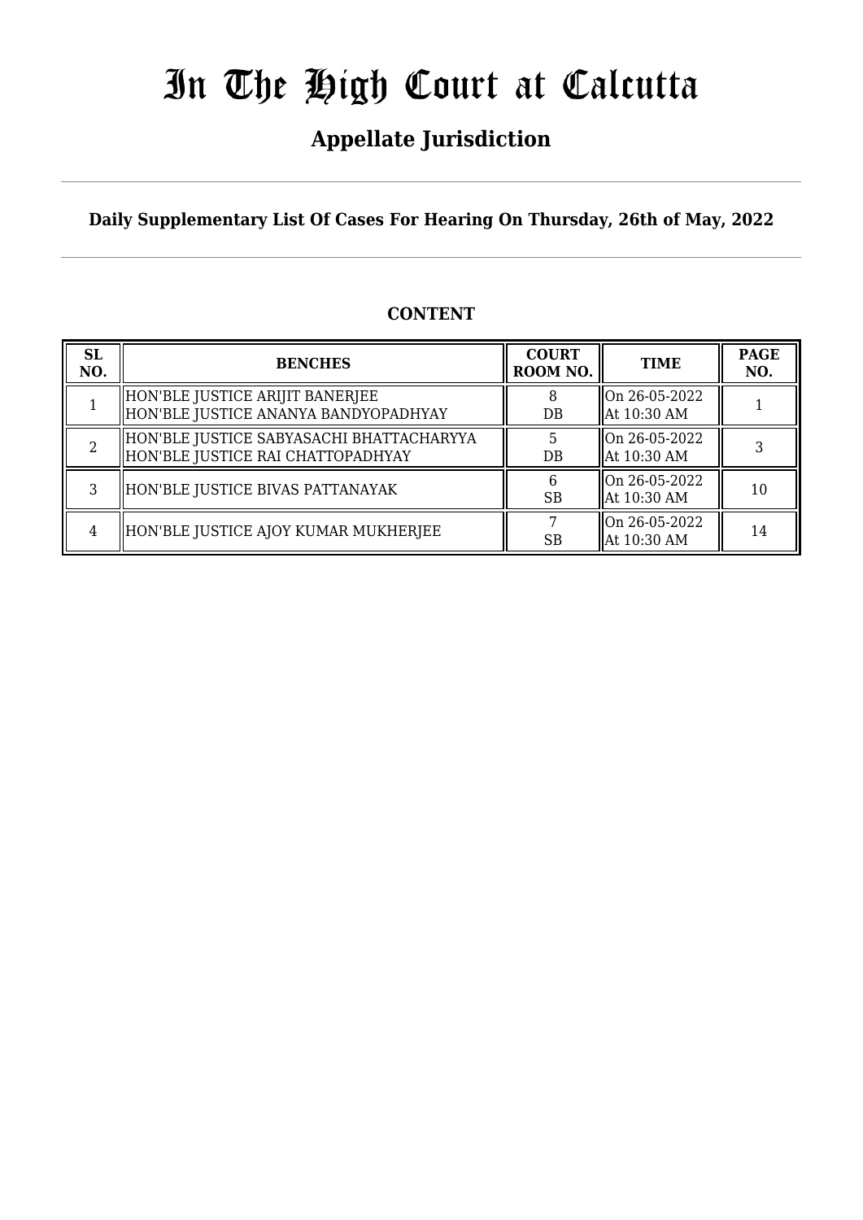# In The High Court at Calcutta

## Appellate Jurisdiction

**Daily Supplementary List Of Cases For Hearing On Thursday, 26th of May, 2022**

**CONTENT**

| SL NO. | BENCHES | COURT ROOM NO. | TIME | PAGE NO. |
|---|---|---|---|---|
| 1 | HON'BLE JUSTICE ARIJIT BANERJEE<br>HON'BLE JUSTICE ANANYA BANDYOPADHYAY | 8<br>DB | On 26-05-2022<br>At 10:30 AM | 1 |
| 2 | HON'BLE JUSTICE SABYASACHI BHATTACHARYYA<br>HON'BLE JUSTICE RAI CHATTOPADHYAY | 5<br>DB | On 26-05-2022<br>At 10:30 AM | 3 |
| 3 | HON'BLE JUSTICE BIVAS PATTANAYAK | 6<br>SB | On 26-05-2022<br>At 10:30 AM | 10 |
| 4 | HON'BLE JUSTICE AJOY KUMAR MUKHERJEE | 7<br>SB | On 26-05-2022<br>At 10:30 AM | 14 |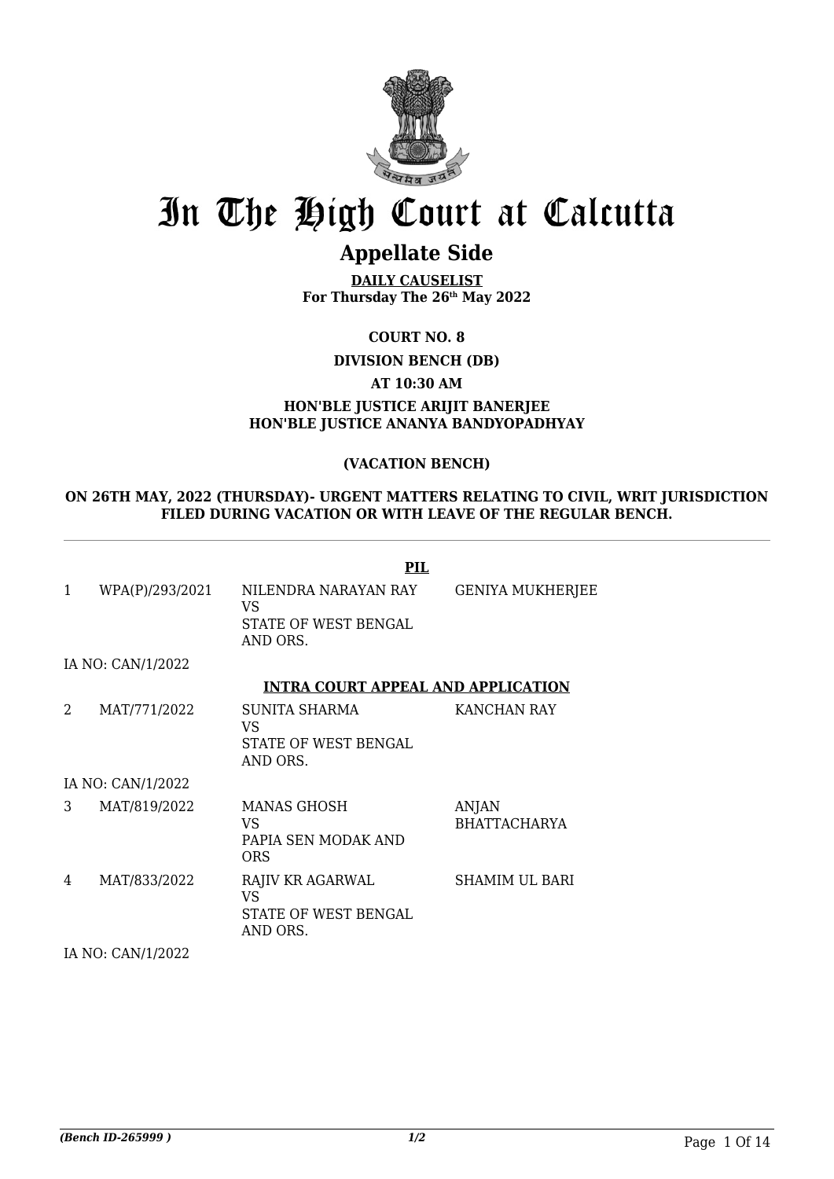# In The High Court at Calcutta

## Appellate Side

**DAILY CAUSELIST**
**For Thursday The 26th May 2022**

**COURT NO. 8**

**DIVISION BENCH (DB)**

**AT 10:30 AM**

**HON'BLE JUSTICE ARIJIT BANERJEE**
**HON'BLE JUSTICE ANANYA BANDYOPADHYAY**

**(VACATION BENCH)**

**ON 26TH MAY, 2022 (THURSDAY)- URGENT MATTERS RELATING TO CIVIL, WRIT JURISDICTION FILED DURING VACATION OR WITH LEAVE OF THE REGULAR BENCH.**

**PIL**

| | | | |
|---|---|---|---|
| 1 | WPA(P)/293/2021 | NILENDRA NARAYAN RAY VS STATE OF WEST BENGAL AND ORS. | GENIYA MUKHERJEE |
| IA NO: CAN/1/2022 | | | |

**INTRA COURT APPEAL AND APPLICATION**

| | | | |
|---|---|---|---|
| 2 | MAT/771/2022 | SUNITA SHARMA VS STATE OF WEST BENGAL AND ORS. | KANCHAN RAY |
| IA NO: CAN/1/2022 | | | |
| 3 | MAT/819/2022 | MANAS GHOSH VS PAPIA SEN MODAK AND ORS | ANJAN BHATTACHARYA |
| 4 | MAT/833/2022 | RAJIV KR AGARWAL VS STATE OF WEST BENGAL AND ORS. | SHAMIM UL BARI |
| IA NO: CAN/1/2022 | | | |

*(Bench ID-265999 )* 1/2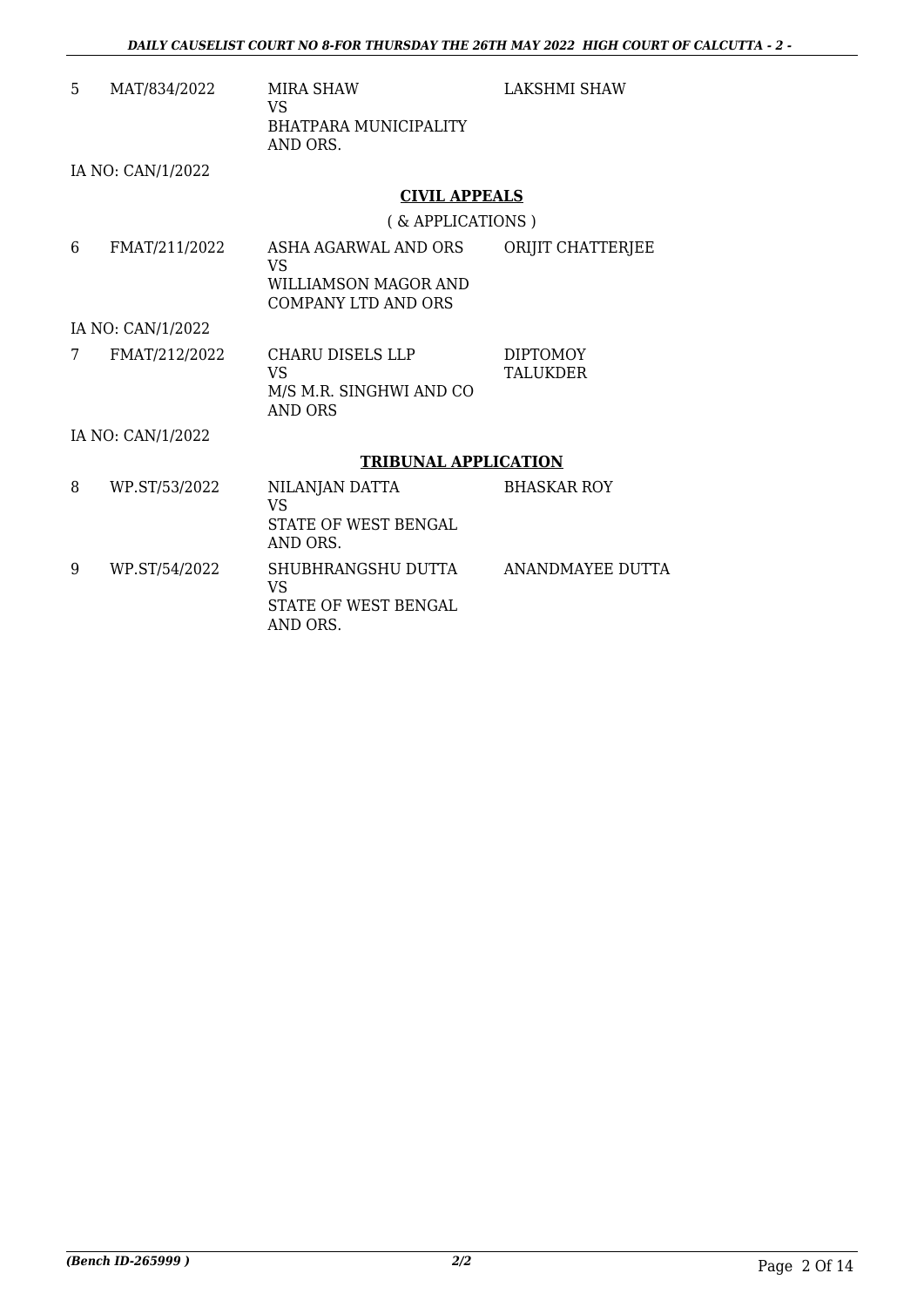| | | | |
|---|---|---|---|
| 5 | MAT/834/2022 | MIRA SHAW<br>VS<br>BHATPARA MUNICIPALITY AND ORS. | LAKSHMI SHAW |

IA NO: CAN/1/2022

## CIVIL APPEALS

( & APPLICATIONS )

| | | | |
|---|---|---|---|
| 6 | FMAT/211/2022 | ASHA AGARWAL AND ORS<br>VS<br>WILLIAMSON MAGOR AND COMPANY LTD AND ORS | ORIJIT CHATTERJEE |

IA NO: CAN/1/2022

| | | | |
|---|---|---|---|
| 7 | FMAT/212/2022 | CHARU DISELS LLP<br>VS<br>M/S M.R. SINGHWI AND CO AND ORS | DIPTOMOY TALUKDER |

IA NO: CAN/1/2022

## TRIBUNAL APPLICATION

| | | | |
|---|---|---|---|
| 8 | WP.ST/53/2022 | NILANJAN DATTA<br>VS<br>STATE OF WEST BENGAL AND ORS. | BHASKAR ROY |
| 9 | WP.ST/54/2022 | SHUBHRANGSHU DUTTA<br>VS<br>STATE OF WEST BENGAL AND ORS. | ANANDMAYEE DUTTA |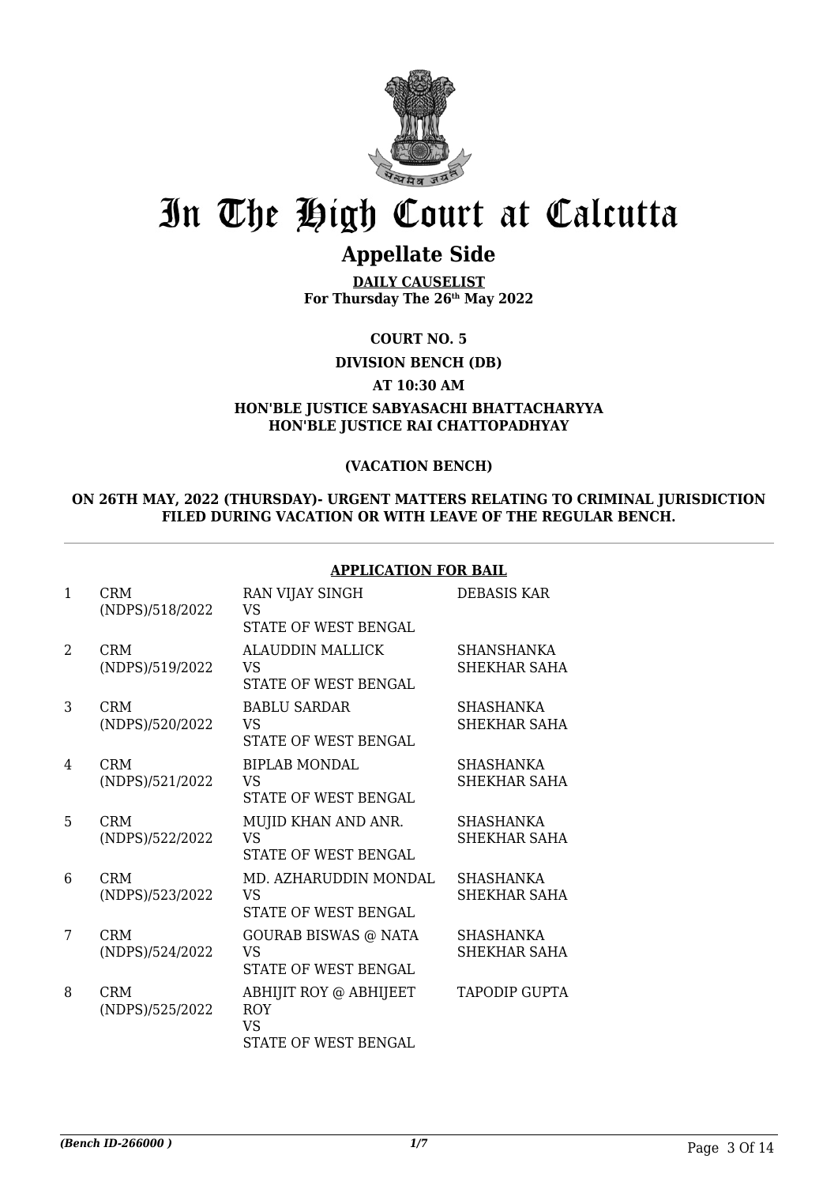# In The High Court at Calcutta

## Appellate Side

**DAILY CAUSELIST**
**For Thursday The 26th May 2022**

**COURT NO. 5**

**DIVISION BENCH (DB)**

**AT 10:30 AM**

**HON'BLE JUSTICE SABYASACHI BHATTACHARYYA**
**HON'BLE JUSTICE RAI CHATTOPADHYAY**

**(VACATION BENCH)**

**ON 26TH MAY, 2022 (THURSDAY)- URGENT MATTERS RELATING TO CRIMINAL JURISDICTION FILED DURING VACATION OR WITH LEAVE OF THE REGULAR BENCH.**

**APPLICATION FOR BAIL**

| | | | |
|---|---|---|---|
| 1 | CRM (NDPS)/518/2022 | RAN VIJAY SINGH VS STATE OF WEST BENGAL | DEBASIS KAR |
| 2 | CRM (NDPS)/519/2022 | ALAUDDIN MALLICK VS STATE OF WEST BENGAL | SHANSHANKA SHEKHAR SAHA |
| 3 | CRM (NDPS)/520/2022 | BABLU SARDAR VS STATE OF WEST BENGAL | SHASHANKA SHEKHAR SAHA |
| 4 | CRM (NDPS)/521/2022 | BIPLAB MONDAL VS STATE OF WEST BENGAL | SHASHANKA SHEKHAR SAHA |
| 5 | CRM (NDPS)/522/2022 | MUJID KHAN AND ANR. VS STATE OF WEST BENGAL | SHASHANKA SHEKHAR SAHA |
| 6 | CRM (NDPS)/523/2022 | MD. AZHARUDDIN MONDAL VS STATE OF WEST BENGAL | SHASHANKA SHEKHAR SAHA |
| 7 | CRM (NDPS)/524/2022 | GOURAB BISWAS @ NATA VS STATE OF WEST BENGAL | SHASHANKA SHEKHAR SAHA |
| 8 | CRM (NDPS)/525/2022 | ABHIJIT ROY @ ABHIJEET ROY VS STATE OF WEST BENGAL | TAPODIP GUPTA |

*(Bench ID-266000 )* 1/7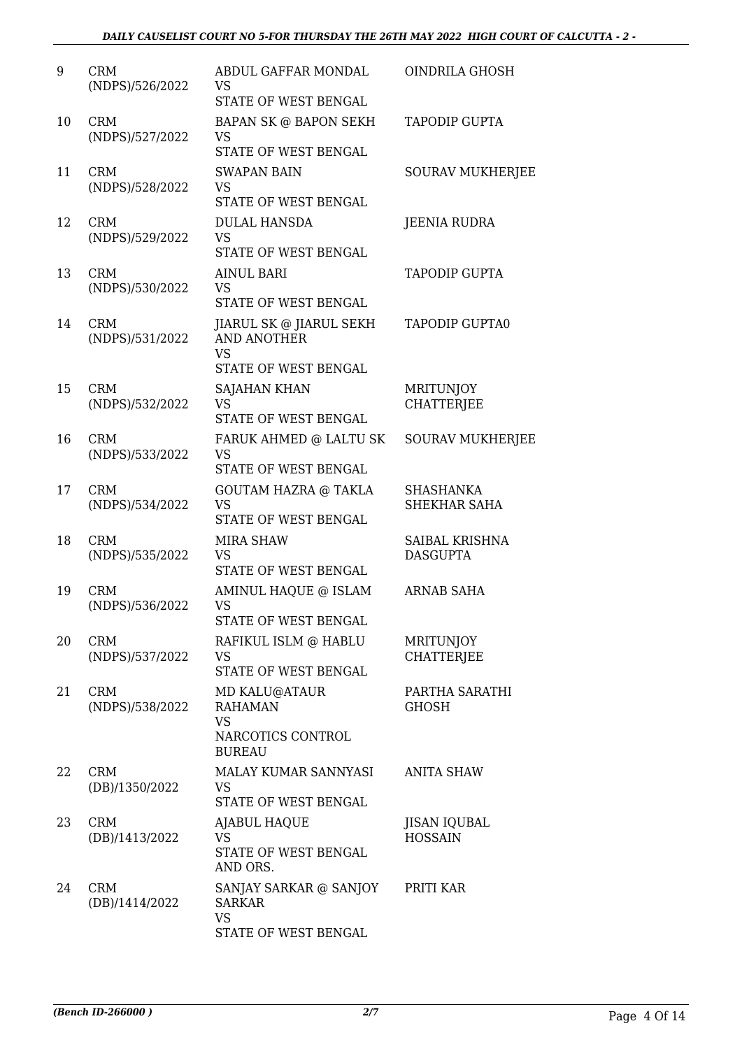| 9 | CRM (NDPS)/526/2022 | ABDUL GAFFAR MONDAL VS STATE OF WEST BENGAL | OINDRILA GHOSH |
|---|---|---|---|
| 10 | CRM (NDPS)/527/2022 | BAPAN SK @ BAPON SEKH VS STATE OF WEST BENGAL | TAPODIP GUPTA |
| 11 | CRM (NDPS)/528/2022 | SWAPAN BAIN VS STATE OF WEST BENGAL | SOURAV MUKHERJEE |
| 12 | CRM (NDPS)/529/2022 | DULAL HANSDA VS STATE OF WEST BENGAL | JEENIA RUDRA |
| 13 | CRM (NDPS)/530/2022 | AINUL BARI VS STATE OF WEST BENGAL | TAPODIP GUPTA |
| 14 | CRM (NDPS)/531/2022 | JIARUL SK @ JIARUL SEKH AND ANOTHER VS STATE OF WEST BENGAL | TAPODIP GUPTA0 |
| 15 | CRM (NDPS)/532/2022 | SAJAHAN KHAN VS STATE OF WEST BENGAL | MRITUNJOY CHATTERJEE |
| 16 | CRM (NDPS)/533/2022 | FARUK AHMED @ LALTU SK VS STATE OF WEST BENGAL | SOURAV MUKHERJEE |
| 17 | CRM (NDPS)/534/2022 | GOUTAM HAZRA @ TAKLA VS STATE OF WEST BENGAL | SHASHANKA SHEKHAR SAHA |
| 18 | CRM (NDPS)/535/2022 | MIRA SHAW VS STATE OF WEST BENGAL | SAIBAL KRISHNA DASGUPTA |
| 19 | CRM (NDPS)/536/2022 | AMINUL HAQUE @ ISLAM VS STATE OF WEST BENGAL | ARNAB SAHA |
| 20 | CRM (NDPS)/537/2022 | RAFIKUL ISLM @ HABLU VS STATE OF WEST BENGAL | MRITUNJOY CHATTERJEE |
| 21 | CRM (NDPS)/538/2022 | MD KALU@ATAUR RAHAMAN VS NARCOTICS CONTROL BUREAU | PARTHA SARATHI GHOSH |
| 22 | CRM (DB)/1350/2022 | MALAY KUMAR SANNYASI VS STATE OF WEST BENGAL | ANITA SHAW |
| 23 | CRM (DB)/1413/2022 | AJABUL HAQUE VS STATE OF WEST BENGAL AND ORS. | JISAN IQUBAL HOSSAIN |
| 24 | CRM (DB)/1414/2022 | SANJAY SARKAR @ SANJOY SARKAR VS STATE OF WEST BENGAL | PRITI KAR |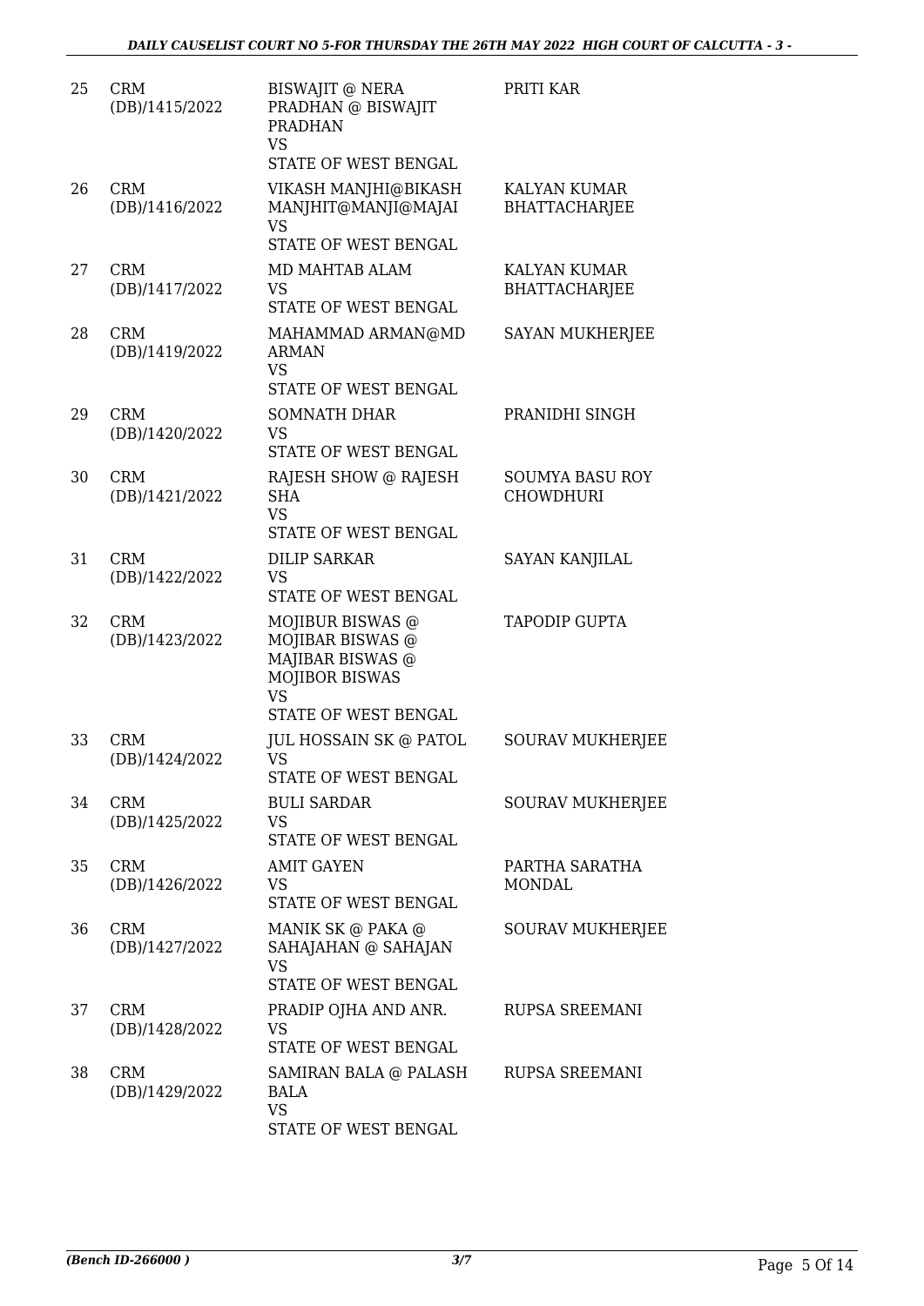| | | | |
|---|---|---|---|
| 25 | CRM (DB)/1415/2022 | BISWAJIT @ NERA PRADHAN @ BISWAJIT PRADHAN<br>VS<br>STATE OF WEST BENGAL | PRITI KAR |
| 26 | CRM (DB)/1416/2022 | VIKASH MANJHI@BIKASH MANJHIT@MANJI@MAJAI<br>VS<br>STATE OF WEST BENGAL | KALYAN KUMAR BHATTACHARJEE |
| 27 | CRM (DB)/1417/2022 | MD MAHTAB ALAM<br>VS<br>STATE OF WEST BENGAL | KALYAN KUMAR BHATTACHARJEE |
| 28 | CRM (DB)/1419/2022 | MAHAMMAD ARMAN@MD ARMAN<br>VS<br>STATE OF WEST BENGAL | SAYAN MUKHERJEE |
| 29 | CRM (DB)/1420/2022 | SOMNATH DHAR<br>VS<br>STATE OF WEST BENGAL | PRANIDHI SINGH |
| 30 | CRM (DB)/1421/2022 | RAJESH SHOW @ RAJESH SHA<br>VS<br>STATE OF WEST BENGAL | SOUMYA BASU ROY CHOWDHURI |
| 31 | CRM (DB)/1422/2022 | DILIP SARKAR<br>VS<br>STATE OF WEST BENGAL | SAYAN KANJILAL |
| 32 | CRM (DB)/1423/2022 | MOJIBUR BISWAS @ MOJIBAR BISWAS @ MAJIBAR BISWAS @ MOJIBOR BISWAS<br>VS<br>STATE OF WEST BENGAL | TAPODIP GUPTA |
| 33 | CRM (DB)/1424/2022 | JUL HOSSAIN SK @ PATOL<br>VS<br>STATE OF WEST BENGAL | SOURAV MUKHERJEE |
| 34 | CRM (DB)/1425/2022 | BULI SARDAR<br>VS<br>STATE OF WEST BENGAL | SOURAV MUKHERJEE |
| 35 | CRM (DB)/1426/2022 | AMIT GAYEN<br>VS<br>STATE OF WEST BENGAL | PARTHA SARATHA MONDAL |
| 36 | CRM (DB)/1427/2022 | MANIK SK @ PAKA @ SAHAJAHAN @ SAHAJAN<br>VS<br>STATE OF WEST BENGAL | SOURAV MUKHERJEE |
| 37 | CRM (DB)/1428/2022 | PRADIP OJHA AND ANR.<br>VS<br>STATE OF WEST BENGAL | RUPSA SREEMANI |
| 38 | CRM (DB)/1429/2022 | SAMIRAN BALA @ PALASH BALA<br>VS<br>STATE OF WEST BENGAL | RUPSA SREEMANI |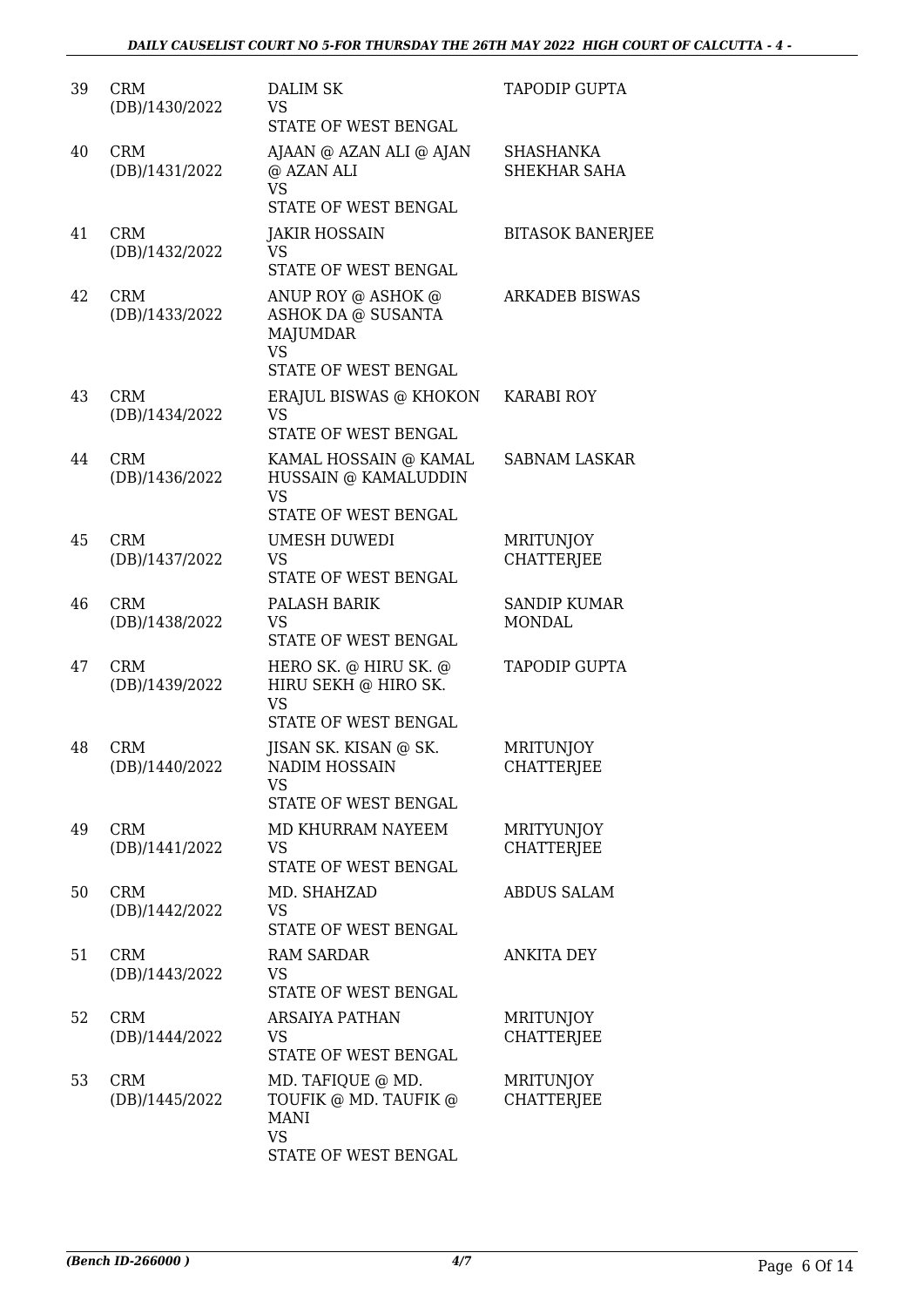| | | | |
|---|---|---|---|
| 39 | CRM (DB)/1430/2022 | DALIM SK<br>VS<br>STATE OF WEST BENGAL | TAPODIP GUPTA |
| 40 | CRM (DB)/1431/2022 | AJAAN @ AZAN ALI @ AJAN @ AZAN ALI<br>VS<br>STATE OF WEST BENGAL | SHASHANKA SHEKHAR SAHA |
| 41 | CRM (DB)/1432/2022 | JAKIR HOSSAIN<br>VS<br>STATE OF WEST BENGAL | BITASOK BANERJEE |
| 42 | CRM (DB)/1433/2022 | ANUP ROY @ ASHOK @ ASHOK DA @ SUSANTA MAJUMDAR<br>VS<br>STATE OF WEST BENGAL | ARKADEB BISWAS |
| 43 | CRM (DB)/1434/2022 | ERAJUL BISWAS @ KHOKON<br>VS<br>STATE OF WEST BENGAL | KARABI ROY |
| 44 | CRM (DB)/1436/2022 | KAMAL HOSSAIN @ KAMAL HUSSAIN @ KAMALUDDIN<br>VS<br>STATE OF WEST BENGAL | SABNAM LASKAR |
| 45 | CRM (DB)/1437/2022 | UMESH DUWEDI<br>VS<br>STATE OF WEST BENGAL | MRITUNJOY CHATTERJEE |
| 46 | CRM (DB)/1438/2022 | PALASH BARIK<br>VS<br>STATE OF WEST BENGAL | SANDIP KUMAR MONDAL |
| 47 | CRM (DB)/1439/2022 | HERO SK. @ HIRU SK. @ HIRU SEKH @ HIRO SK.<br>VS<br>STATE OF WEST BENGAL | TAPODIP GUPTA |
| 48 | CRM (DB)/1440/2022 | JISAN SK. KISAN @ SK. NADIM HOSSAIN<br>VS<br>STATE OF WEST BENGAL | MRITUNJOY CHATTERJEE |
| 49 | CRM (DB)/1441/2022 | MD KHURRAM NAYEEM<br>VS<br>STATE OF WEST BENGAL | MRITYUNJOY CHATTERJEE |
| 50 | CRM (DB)/1442/2022 | MD. SHAHZAD<br>VS<br>STATE OF WEST BENGAL | ABDUS SALAM |
| 51 | CRM (DB)/1443/2022 | RAM SARDAR<br>VS<br>STATE OF WEST BENGAL | ANKITA DEY |
| 52 | CRM (DB)/1444/2022 | ARSAIYA PATHAN<br>VS<br>STATE OF WEST BENGAL | MRITUNJOY CHATTERJEE |
| 53 | CRM (DB)/1445/2022 | MD. TAFIQUE @ MD. TOUFIK @ MD. TAUFIK @ MANI<br>VS<br>STATE OF WEST BENGAL | MRITUNJOY CHATTERJEE |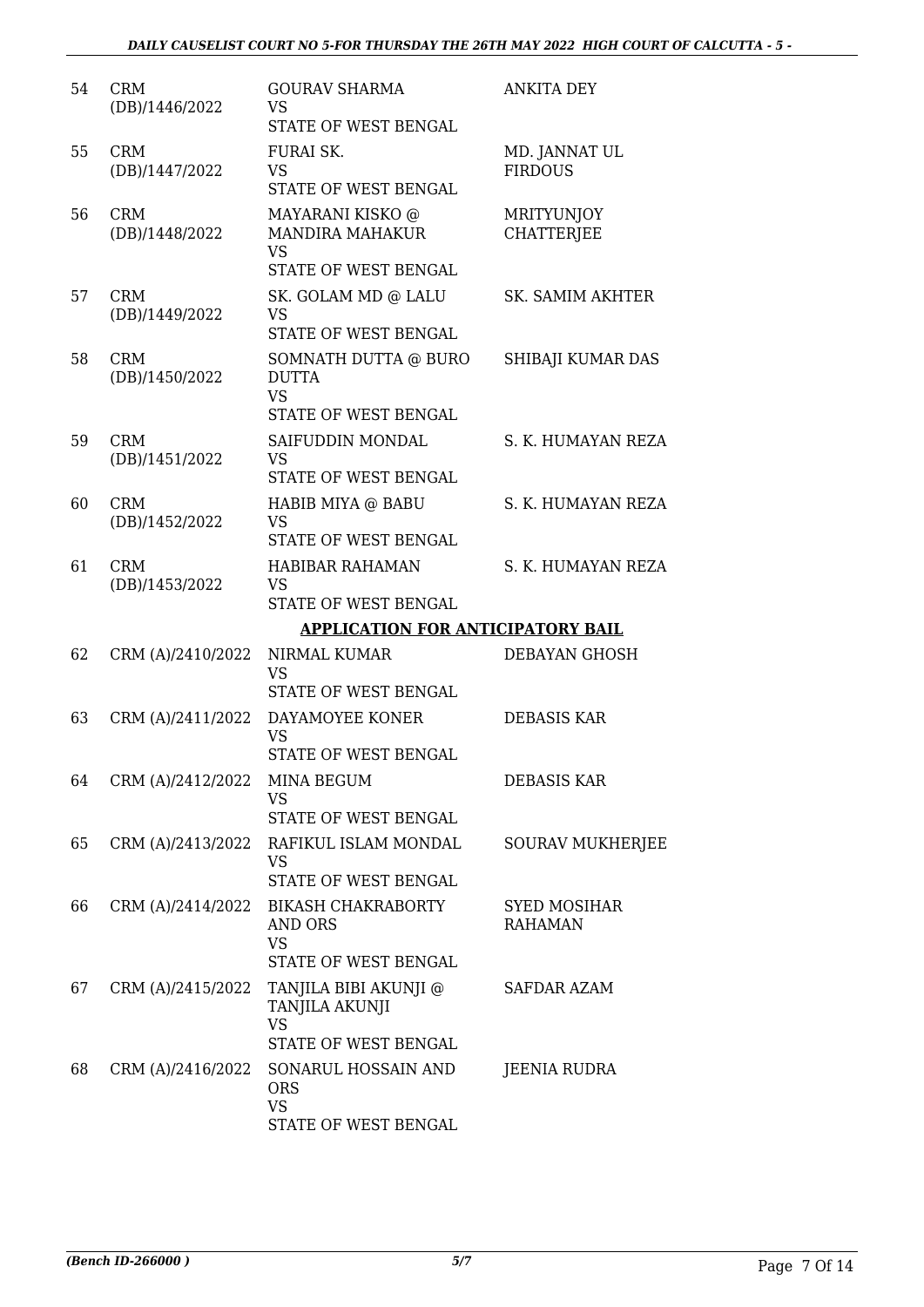| | | | |
|---|---|---|---|
| 54 | CRM (DB)/1446/2022 | GOURAV SHARMA<br>VS<br>STATE OF WEST BENGAL | ANKITA DEY |
| 55 | CRM (DB)/1447/2022 | FURAI SK.<br>VS<br>STATE OF WEST BENGAL | MD. JANNAT UL FIRDOUS |
| 56 | CRM (DB)/1448/2022 | MAYARANI KISKO @ MANDIRA MAHAKUR<br>VS<br>STATE OF WEST BENGAL | MRITYUNJOY CHATTERJEE |
| 57 | CRM (DB)/1449/2022 | SK. GOLAM MD @ LALU<br>VS<br>STATE OF WEST BENGAL | SK. SAMIM AKHTER |
| 58 | CRM (DB)/1450/2022 | SOMNATH DUTTA @ BURO DUTTA<br>VS<br>STATE OF WEST BENGAL | SHIBAJI KUMAR DAS |
| 59 | CRM (DB)/1451/2022 | SAIFUDDIN MONDAL<br>VS<br>STATE OF WEST BENGAL | S. K. HUMAYAN REZA |
| 60 | CRM (DB)/1452/2022 | HABIB MIYA @ BABU<br>VS<br>STATE OF WEST BENGAL | S. K. HUMAYAN REZA |
| 61 | CRM (DB)/1453/2022 | HABIBAR RAHAMAN<br>VS<br>STATE OF WEST BENGAL | S. K. HUMAYAN REZA |

**APPLICATION FOR ANTICIPATORY BAIL**

| | | | |
|---|---|---|---|
| 62 | CRM (A)/2410/2022 | NIRMAL KUMAR<br>VS<br>STATE OF WEST BENGAL | DEBAYAN GHOSH |
| 63 | CRM (A)/2411/2022 | DAYAMOYEE KONER<br>VS<br>STATE OF WEST BENGAL | DEBASIS KAR |
| 64 | CRM (A)/2412/2022 | MINA BEGUM<br>VS<br>STATE OF WEST BENGAL | DEBASIS KAR |
| 65 | CRM (A)/2413/2022 | RAFIKUL ISLAM MONDAL<br>VS<br>STATE OF WEST BENGAL | SOURAV MUKHERJEE |
| 66 | CRM (A)/2414/2022 | BIKASH CHAKRABORTY AND ORS<br>VS<br>STATE OF WEST BENGAL | SYED MOSIHAR RAHAMAN |
| 67 | CRM (A)/2415/2022 | TANJILA BIBI AKUNJI @ TANJILA AKUNJI<br>VS<br>STATE OF WEST BENGAL | SAFDAR AZAM |
| 68 | CRM (A)/2416/2022 | SONARUL HOSSAIN AND ORS<br>VS<br>STATE OF WEST BENGAL | JEENIA RUDRA |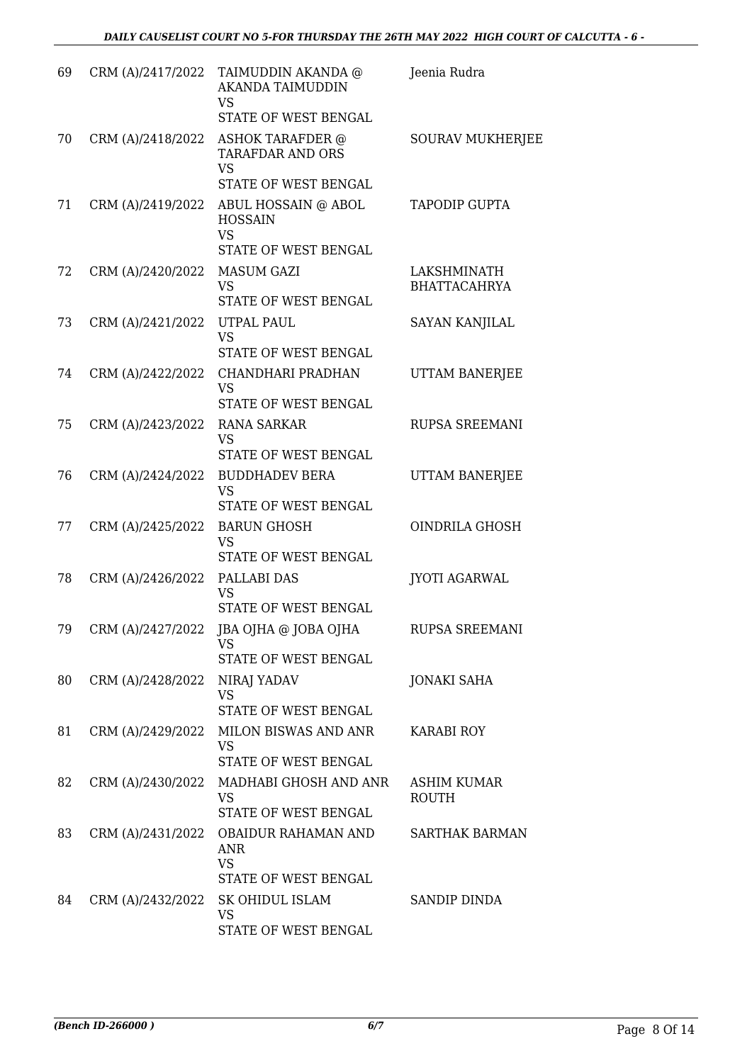| | | | |
|---|---|---|---|
| 69 | CRM (A)/2417/2022 | TAIMUDDIN AKANDA @ AKANDA TAIMUDDIN<br>VS<br>STATE OF WEST BENGAL | Jeenia Rudra |
| 70 | CRM (A)/2418/2022 | ASHOK TARAFDER @ TARAFDAR AND ORS<br>VS<br>STATE OF WEST BENGAL | SOURAV MUKHERJEE |
| 71 | CRM (A)/2419/2022 | ABUL HOSSAIN @ ABOL HOSSAIN<br>VS<br>STATE OF WEST BENGAL | TAPODIP GUPTA |
| 72 | CRM (A)/2420/2022 | MASUM GAZI<br>VS<br>STATE OF WEST BENGAL | LAKSHMINATH BHATTACAHRYA |
| 73 | CRM (A)/2421/2022 | UTPAL PAUL<br>VS<br>STATE OF WEST BENGAL | SAYAN KANJILAL |
| 74 | CRM (A)/2422/2022 | CHANDHARI PRADHAN<br>VS<br>STATE OF WEST BENGAL | UTTAM BANERJEE |
| 75 | CRM (A)/2423/2022 | RANA SARKAR<br>VS<br>STATE OF WEST BENGAL | RUPSA SREEMANI |
| 76 | CRM (A)/2424/2022 | BUDDHADEV BERA<br>VS<br>STATE OF WEST BENGAL | UTTAM BANERJEE |
| 77 | CRM (A)/2425/2022 | BARUN GHOSH<br>VS<br>STATE OF WEST BENGAL | OINDRILA GHOSH |
| 78 | CRM (A)/2426/2022 | PALLABI DAS<br>VS<br>STATE OF WEST BENGAL | JYOTI AGARWAL |
| 79 | CRM (A)/2427/2022 | JBA OJHA @ JOBA OJHA<br>VS<br>STATE OF WEST BENGAL | RUPSA SREEMANI |
| 80 | CRM (A)/2428/2022 | NIRAJ YADAV<br>VS<br>STATE OF WEST BENGAL | JONAKI SAHA |
| 81 | CRM (A)/2429/2022 | MILON BISWAS AND ANR<br>VS<br>STATE OF WEST BENGAL | KARABI ROY |
| 82 | CRM (A)/2430/2022 | MADHABI GHOSH AND ANR<br>VS<br>STATE OF WEST BENGAL | ASHIM KUMAR ROUTH |
| 83 | CRM (A)/2431/2022 | OBAIDUR RAHAMAN AND ANR<br>VS<br>STATE OF WEST BENGAL | SARTHAK BARMAN |
| 84 | CRM (A)/2432/2022 | SK OHIDUL ISLAM<br>VS<br>STATE OF WEST BENGAL | SANDIP DINDA |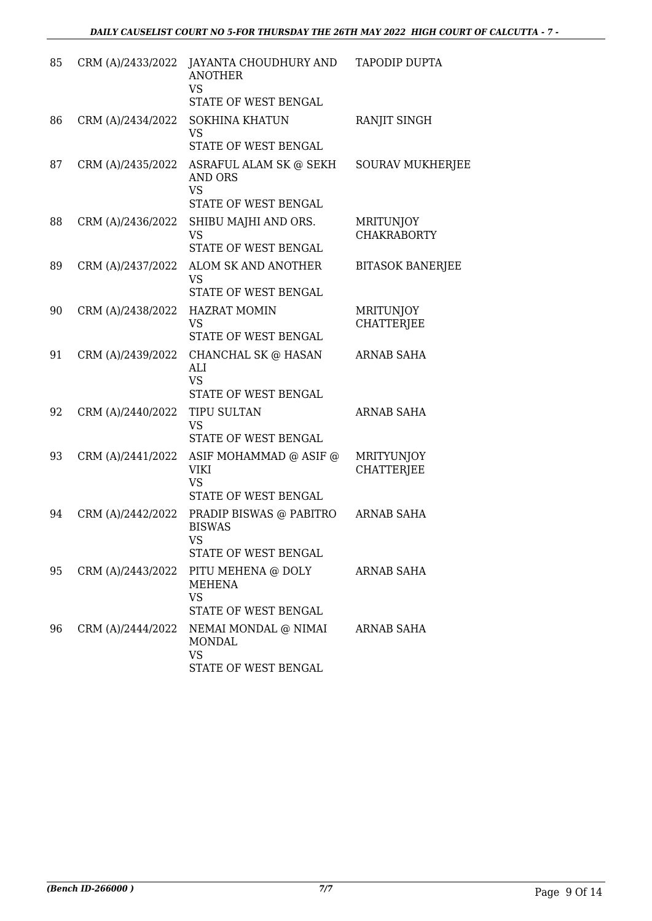| 85 | CRM (A)/2433/2022 | JAYANTA CHOUDHURY AND ANOTHER<br>VS<br>STATE OF WEST BENGAL | TAPODIP DUPTA |
|---|---|---|---|
| 86 | CRM (A)/2434/2022 | SOKHINA KHATUN<br>VS<br>STATE OF WEST BENGAL | RANJIT SINGH |
| 87 | CRM (A)/2435/2022 | ASRAFUL ALAM SK @ SEKH AND ORS<br>VS<br>STATE OF WEST BENGAL | SOURAV MUKHERJEE |
| 88 | CRM (A)/2436/2022 | SHIBU MAJHI AND ORS.<br>VS<br>STATE OF WEST BENGAL | MRITUNJOY CHAKRABORTY |
| 89 | CRM (A)/2437/2022 | ALOM SK AND ANOTHER<br>VS<br>STATE OF WEST BENGAL | BITASOK BANERJEE |
| 90 | CRM (A)/2438/2022 | HAZRAT MOMIN<br>VS<br>STATE OF WEST BENGAL | MRITUNJOY CHATTERJEE |
| 91 | CRM (A)/2439/2022 | CHANCHAL SK @ HASAN ALI<br>VS<br>STATE OF WEST BENGAL | ARNAB SAHA |
| 92 | CRM (A)/2440/2022 | TIPU SULTAN<br>VS<br>STATE OF WEST BENGAL | ARNAB SAHA |
| 93 | CRM (A)/2441/2022 | ASIF MOHAMMAD @ ASIF @ VIKI<br>VS<br>STATE OF WEST BENGAL | MRITYUNJOY CHATTERJEE |
| 94 | CRM (A)/2442/2022 | PRADIP BISWAS @ PABITRO BISWAS<br>VS<br>STATE OF WEST BENGAL | ARNAB SAHA |
| 95 | CRM (A)/2443/2022 | PITU MEHENA @ DOLY MEHENA<br>VS<br>STATE OF WEST BENGAL | ARNAB SAHA |
| 96 | CRM (A)/2444/2022 | NEMAI MONDAL @ NIMAI MONDAL<br>VS<br>STATE OF WEST BENGAL | ARNAB SAHA |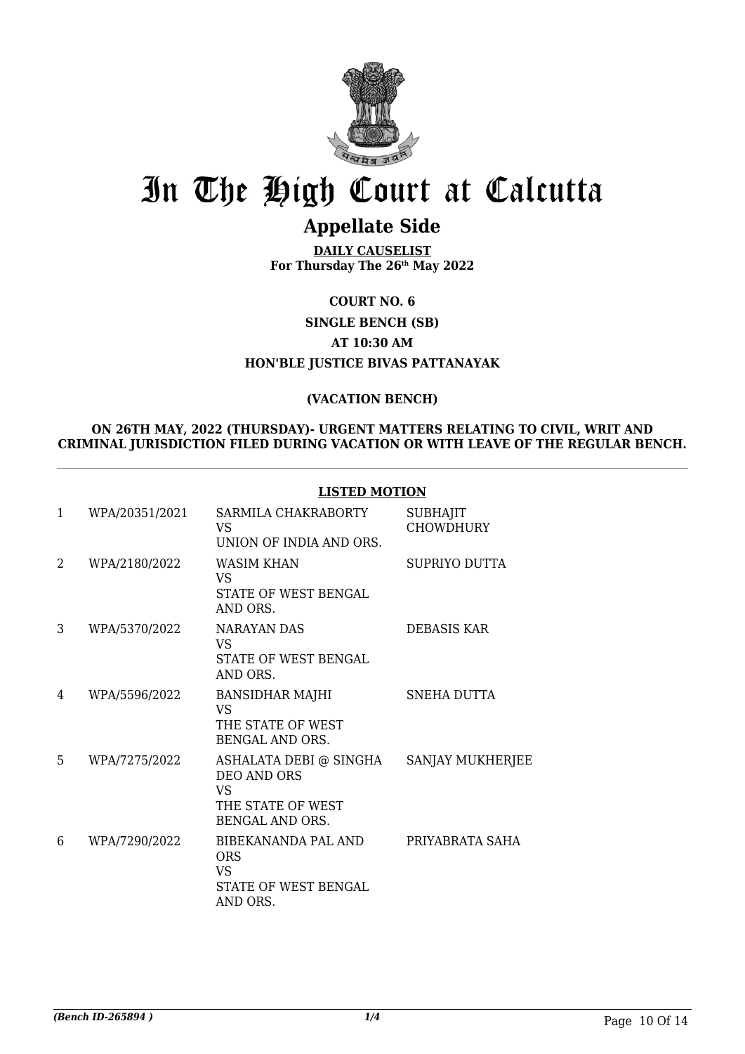# In The High Court at Calcutta

## Appellate Side

**DAILY CAUSELIST**
**For Thursday The 26th May 2022**

**COURT NO. 6**

**SINGLE BENCH (SB)**

**AT 10:30 AM**

**HON'BLE JUSTICE BIVAS PATTANAYAK**

**(VACATION BENCH)**

**ON 26TH MAY, 2022 (THURSDAY)- URGENT MATTERS RELATING TO CIVIL, WRIT AND CRIMINAL JURISDICTION FILED DURING VACATION OR WITH LEAVE OF THE REGULAR BENCH.**

**LISTED MOTION**

| | | | |
|---|---|---|---|
| 1 | WPA/20351/2021 | SARMILA CHAKRABORTY<br>VS<br>UNION OF INDIA AND ORS. | SUBHAJIT CHOWDHURY |
| 2 | WPA/2180/2022 | WASIM KHAN<br>VS<br>STATE OF WEST BENGAL AND ORS. | SUPRIYO DUTTA |
| 3 | WPA/5370/2022 | NARAYAN DAS<br>VS<br>STATE OF WEST BENGAL AND ORS. | DEBASIS KAR |
| 4 | WPA/5596/2022 | BANSIDHAR MAJHI<br>VS<br>THE STATE OF WEST BENGAL AND ORS. | SNEHA DUTTA |
| 5 | WPA/7275/2022 | ASHALATA DEBI @ SINGHA DEO AND ORS<br>VS<br>THE STATE OF WEST BENGAL AND ORS. | SANJAY MUKHERJEE |
| 6 | WPA/7290/2022 | BIBEKANANDA PAL AND ORS<br>VS<br>STATE OF WEST BENGAL AND ORS. | PRIYABRATA SAHA |

*(Bench ID-265894 )* 1/4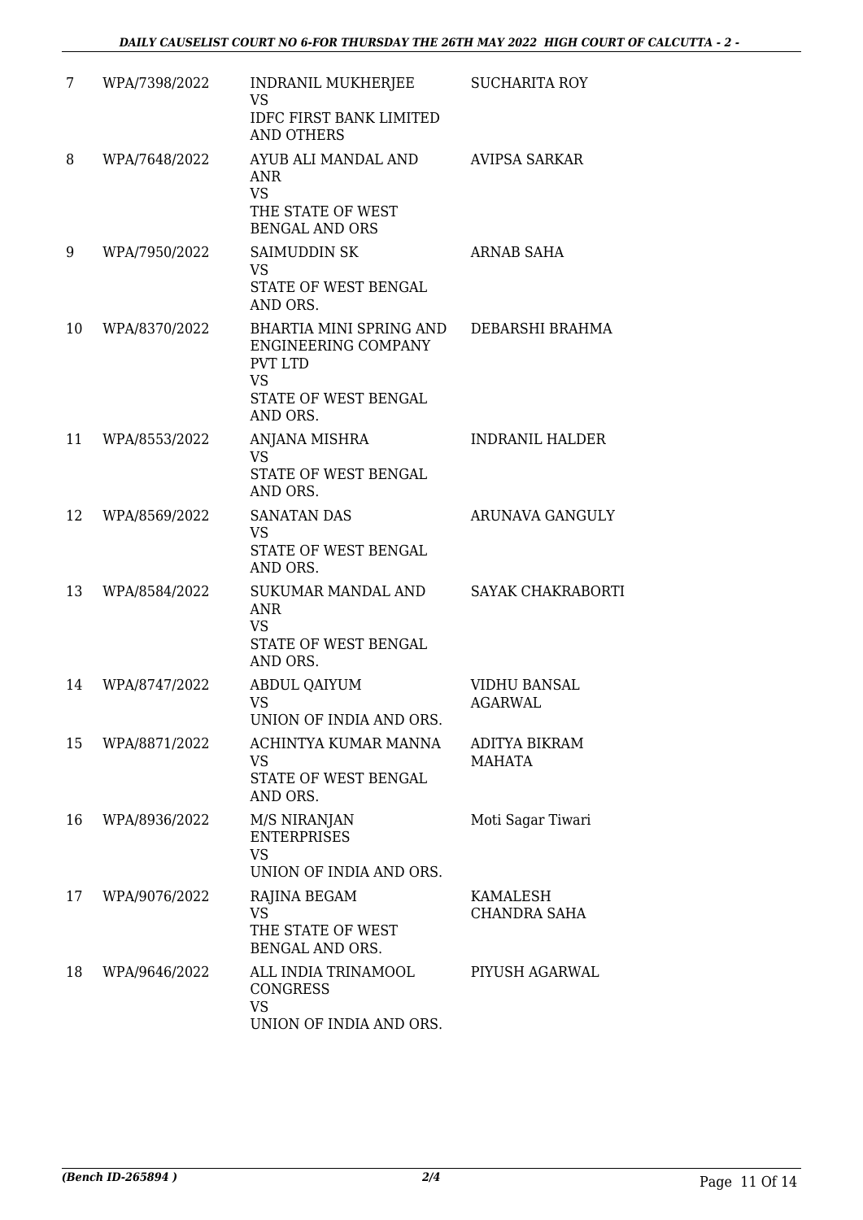| 7 | WPA/7398/2022 | INDRANIL MUKHERJEE<br>VS<br>IDFC FIRST BANK LIMITED AND OTHERS | SUCHARITA ROY |
|---|---|---|---|
| 8 | WPA/7648/2022 | AYUB ALI MANDAL AND ANR<br>VS<br>THE STATE OF WEST BENGAL AND ORS | AVIPSA SARKAR |
| 9 | WPA/7950/2022 | SAIMUDDIN SK<br>VS<br>STATE OF WEST BENGAL AND ORS. | ARNAB SAHA |
| 10 | WPA/8370/2022 | BHARTIA MINI SPRING AND ENGINEERING COMPANY PVT LTD<br>VS<br>STATE OF WEST BENGAL AND ORS. | DEBARSHI BRAHMA |
| 11 | WPA/8553/2022 | ANJANA MISHRA<br>VS<br>STATE OF WEST BENGAL AND ORS. | INDRANIL HALDER |
| 12 | WPA/8569/2022 | SANATAN DAS<br>VS<br>STATE OF WEST BENGAL AND ORS. | ARUNAVA GANGULY |
| 13 | WPA/8584/2022 | SUKUMAR MANDAL AND ANR<br>VS<br>STATE OF WEST BENGAL AND ORS. | SAYAK CHAKRABORTI |
| 14 | WPA/8747/2022 | ABDUL QAIYUM<br>VS<br>UNION OF INDIA AND ORS. | VIDHU BANSAL AGARWAL |
| 15 | WPA/8871/2022 | ACHINTYA KUMAR MANNA<br>VS<br>STATE OF WEST BENGAL AND ORS. | ADITYA BIKRAM MAHATA |
| 16 | WPA/8936/2022 | M/S NIRANJAN ENTERPRISES<br>VS<br>UNION OF INDIA AND ORS. | Moti Sagar Tiwari |
| 17 | WPA/9076/2022 | RAJINA BEGAM<br>VS<br>THE STATE OF WEST BENGAL AND ORS. | KAMALESH CHANDRA SAHA |
| 18 | WPA/9646/2022 | ALL INDIA TRINAMOOL CONGRESS<br>VS<br>UNION OF INDIA AND ORS. | PIYUSH AGARWAL |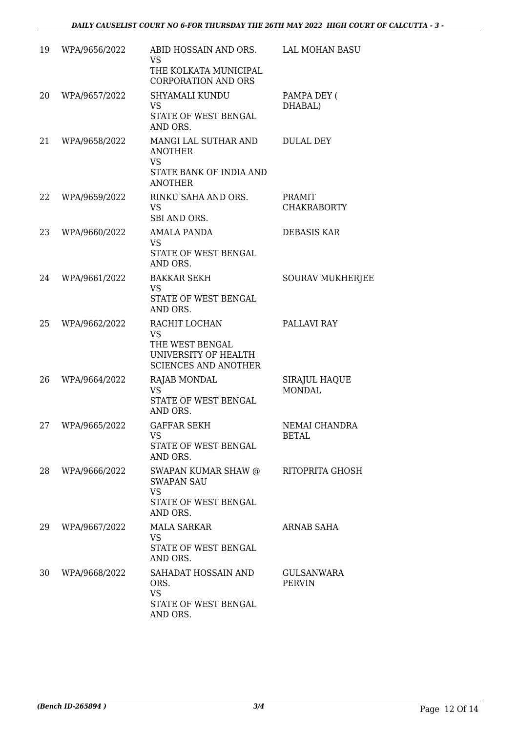| 19 | WPA/9656/2022 | ABID HOSSAIN AND ORS.<br>VS<br>THE KOLKATA MUNICIPAL CORPORATION AND ORS | LAL MOHAN BASU |
|---|---|---|---|
| 20 | WPA/9657/2022 | SHYAMALI KUNDU<br>VS<br>STATE OF WEST BENGAL AND ORS. | PAMPA DEY ( DHABAL) |
| 21 | WPA/9658/2022 | MANGI LAL SUTHAR AND ANOTHER<br>VS<br>STATE BANK OF INDIA AND ANOTHER | DULAL DEY |
| 22 | WPA/9659/2022 | RINKU SAHA AND ORS.<br>VS<br>SBI AND ORS. | PRAMIT CHAKRABORTY |
| 23 | WPA/9660/2022 | AMALA PANDA<br>VS<br>STATE OF WEST BENGAL AND ORS. | DEBASIS KAR |
| 24 | WPA/9661/2022 | BAKKAR SEKH<br>VS<br>STATE OF WEST BENGAL AND ORS. | SOURAV MUKHERJEE |
| 25 | WPA/9662/2022 | RACHIT LOCHAN<br>VS<br>THE WEST BENGAL UNIVERSITY OF HEALTH SCIENCES AND ANOTHER | PALLAVI RAY |
| 26 | WPA/9664/2022 | RAJAB MONDAL<br>VS<br>STATE OF WEST BENGAL AND ORS. | SIRAJUL HAQUE MONDAL |
| 27 | WPA/9665/2022 | GAFFAR SEKH<br>VS<br>STATE OF WEST BENGAL AND ORS. | NEMAI CHANDRA BETAL |
| 28 | WPA/9666/2022 | SWAPAN KUMAR SHAW @ SWAPAN SAU<br>VS<br>STATE OF WEST BENGAL AND ORS. | RITOPRITA GHOSH |
| 29 | WPA/9667/2022 | MALA SARKAR<br>VS<br>STATE OF WEST BENGAL AND ORS. | ARNAB SAHA |
| 30 | WPA/9668/2022 | SAHADAT HOSSAIN AND ORS.<br>VS<br>STATE OF WEST BENGAL AND ORS. | GULSANWARA PERVIN |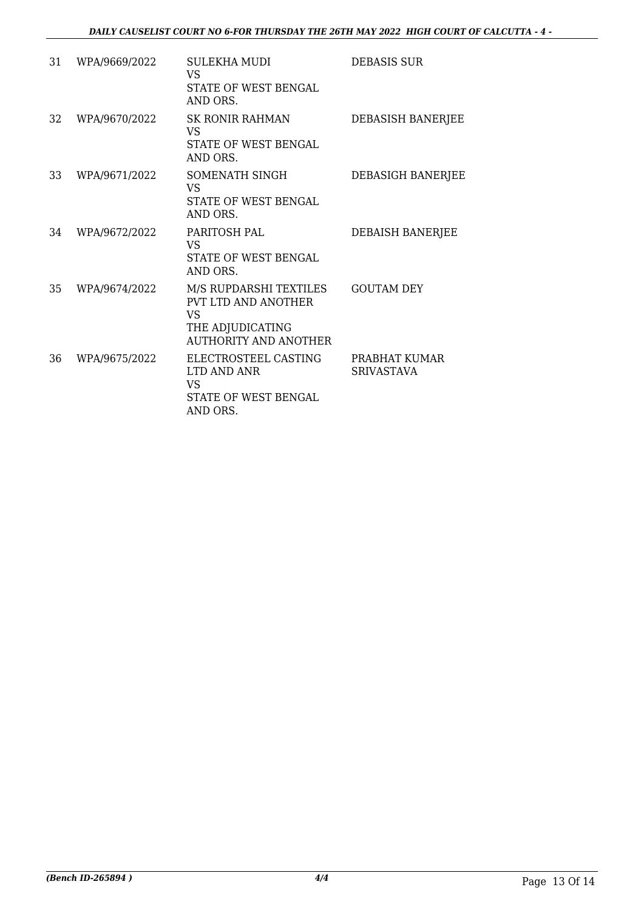| 31 | WPA/9669/2022 | SULEKHA MUDI<br>VS<br>STATE OF WEST BENGAL AND ORS. | DEBASIS SUR |
|---|---|---|---|
| 32 | WPA/9670/2022 | SK RONIR RAHMAN<br>VS<br>STATE OF WEST BENGAL AND ORS. | DEBASISH BANERJEE |
| 33 | WPA/9671/2022 | SOMENATH SINGH<br>VS<br>STATE OF WEST BENGAL AND ORS. | DEBASIGH BANERJEE |
| 34 | WPA/9672/2022 | PARITOSH PAL<br>VS<br>STATE OF WEST BENGAL AND ORS. | DEBAISH BANERJEE |
| 35 | WPA/9674/2022 | M/S RUPDARSHI TEXTILES PVT LTD AND ANOTHER<br>VS<br>THE ADJUDICATING AUTHORITY AND ANOTHER | GOUTAM DEY |
| 36 | WPA/9675/2022 | ELECTROSTEEL CASTING LTD AND ANR<br>VS<br>STATE OF WEST BENGAL AND ORS. | PRABHAT KUMAR SRIVASTAVA |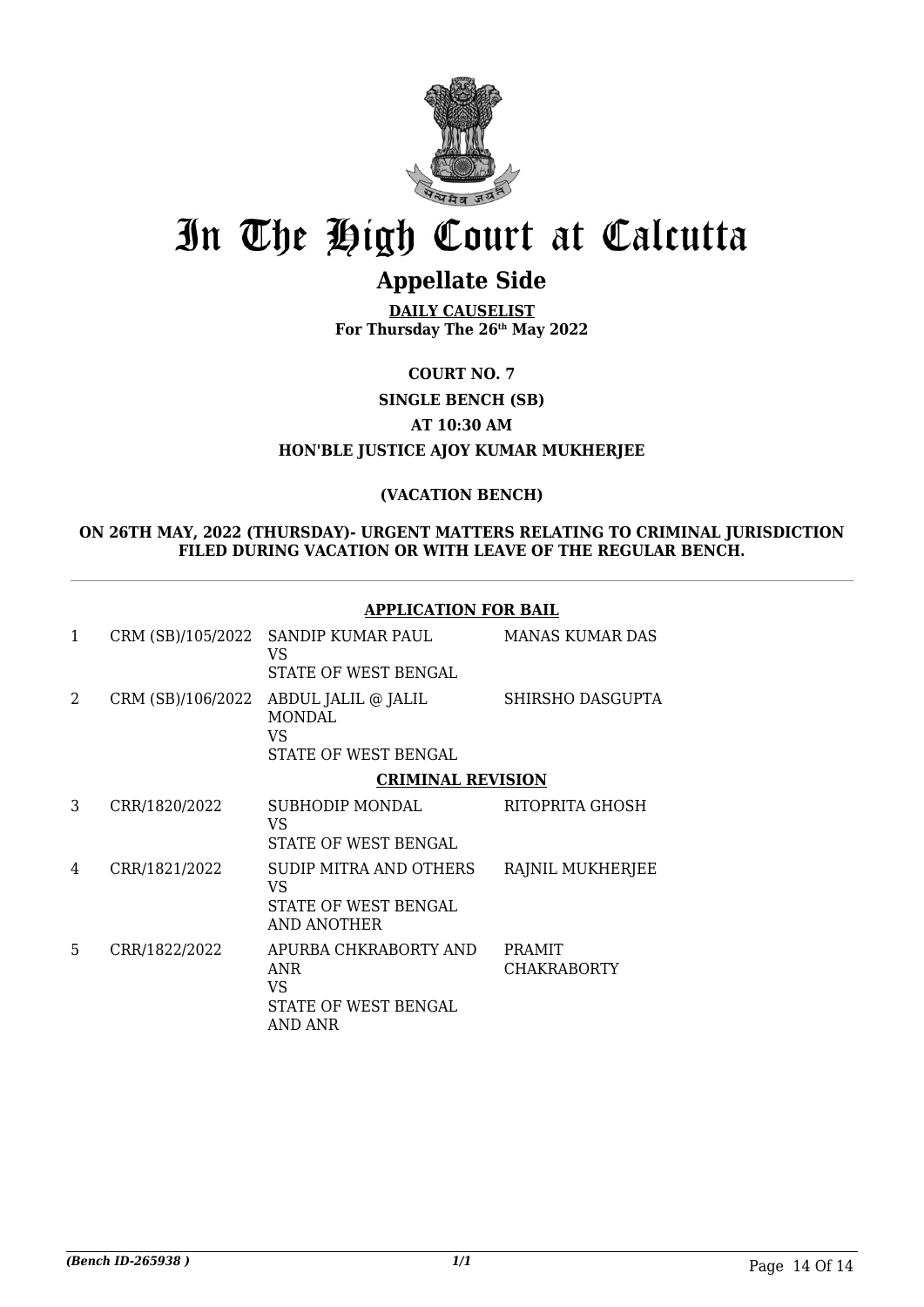# In The High Court at Calcutta

## Appellate Side

**DAILY CAUSELIST**
**For Thursday The 26th May 2022**

**COURT NO. 7**

**SINGLE BENCH (SB)**

**AT 10:30 AM**

**HON'BLE JUSTICE AJOY KUMAR MUKHERJEE**

**(VACATION BENCH)**

**ON 26TH MAY, 2022 (THURSDAY)- URGENT MATTERS RELATING TO CRIMINAL JURISDICTION FILED DURING VACATION OR WITH LEAVE OF THE REGULAR BENCH.**

**APPLICATION FOR BAIL**

| | | | |
|---|---|---|---|
| 1 | CRM (SB)/105/2022 | SANDIP KUMAR PAUL<br>VS<br>STATE OF WEST BENGAL | MANAS KUMAR DAS |
| 2 | CRM (SB)/106/2022 | ABDUL JALIL @ JALIL MONDAL<br>VS<br>STATE OF WEST BENGAL | SHIRSHO DASGUPTA |

**CRIMINAL REVISION**

| | | | |
|---|---|---|---|
| 3 | CRR/1820/2022 | SUBHODIP MONDAL<br>VS<br>STATE OF WEST BENGAL | RITOPRITA GHOSH |
| 4 | CRR/1821/2022 | SUDIP MITRA AND OTHERS<br>VS<br>STATE OF WEST BENGAL AND ANOTHER | RAJNIL MUKHERJEE |
| 5 | CRR/1822/2022 | APURBA CHKRABORTY AND ANR<br>VS<br>STATE OF WEST BENGAL AND ANR | PRAMIT CHAKRABORTY |

*(Bench ID-265938 )* 1/1